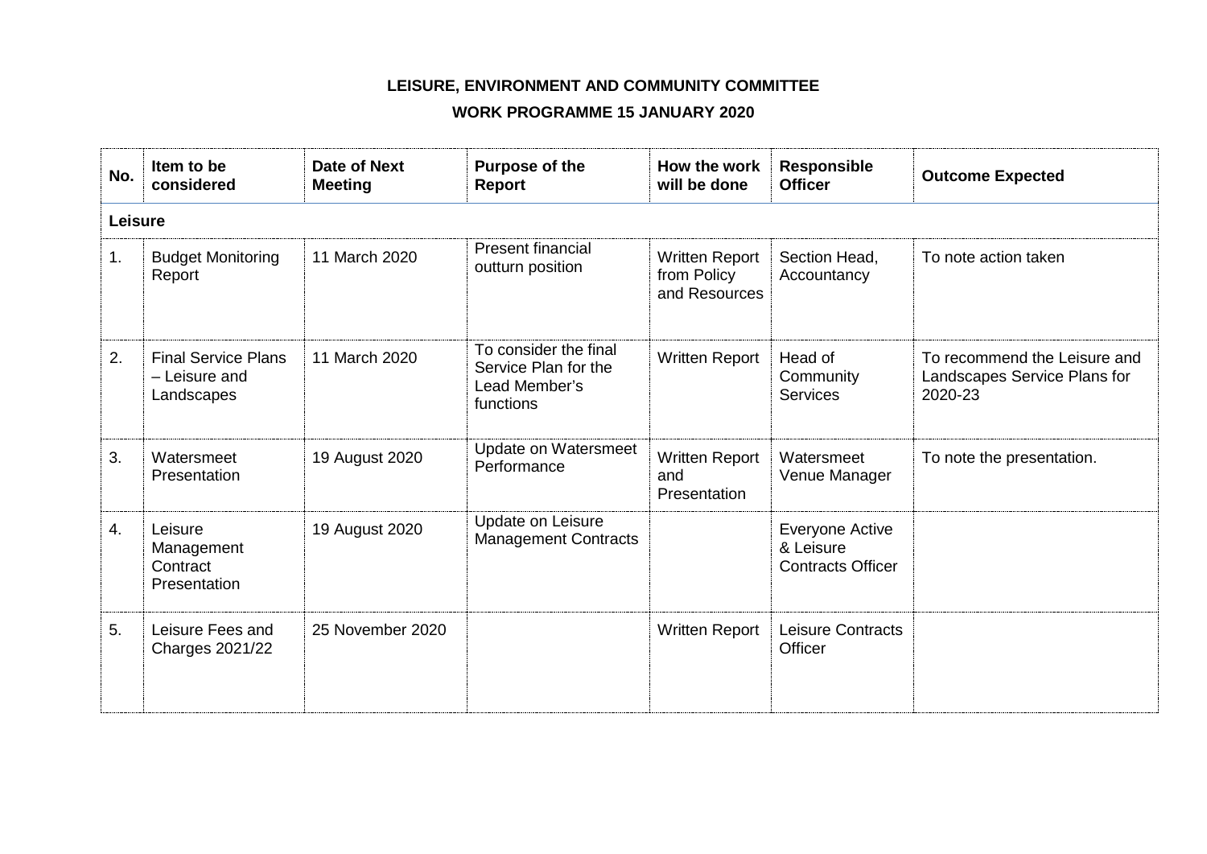# LEISURE, ENVIRONMENT AND COMMUNITY COMMITTEE

## WORK PROGRAMME 15 JANUARY 2020

| No. | Item to be considered | Date of Next Meeting | Purpose of the Report | How the work will be done | Responsible Officer | Outcome Expected |
|---|---|---|---|---|---|---|
| **Leisure** | | | | | | |
| 1. | Budget Monitoring Report | 11 March 2020 | Present financial outturn position | Written Report from Policy and Resources | Section Head, Accountancy | To note action taken |
| 2. | Final Service Plans – Leisure and Landscapes | 11 March 2020 | To consider the final Service Plan for the Lead Member's functions | Written Report | Head of Community Services | To recommend the Leisure and Landscapes Service Plans for 2020-23 |
| 3. | Watersmeet Presentation | 19 August 2020 | Update on Watersmeet Performance | Written Report and Presentation | Watersmeet Venue Manager | To note the presentation. |
| 4. | Leisure Management Contract Presentation | 19 August 2020 | Update on Leisure Management Contracts | | Everyone Active & Leisure Contracts Officer | |
| 5. | Leisure Fees and Charges 2021/22 | 25 November 2020 | | Written Report | Leisure Contracts Officer | |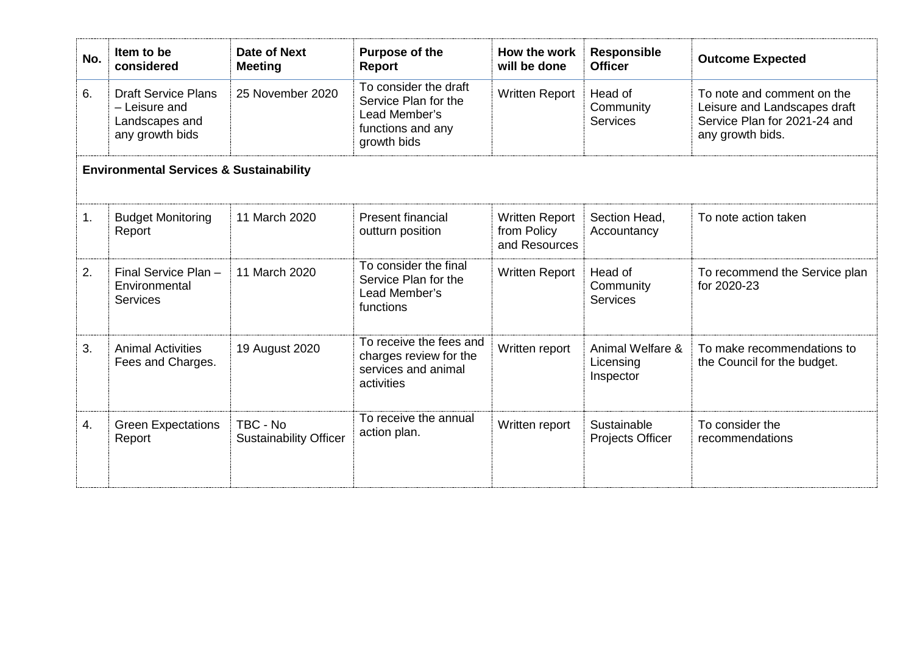| No. | Item to be considered | Date of Next Meeting | Purpose of the Report | How the work will be done | Responsible Officer | Outcome Expected |
|---|---|---|---|---|---|---|
| 6. | Draft Service Plans – Leisure and Landscapes and any growth bids | 25 November 2020 | To consider the draft Service Plan for the Lead Member's functions and any growth bids | Written Report | Head of Community Services | To note and comment on the Leisure and Landscapes draft Service Plan for 2021-24 and any growth bids. |
| **Environmental Services & Sustainability** | | | | | | |
| 1. | Budget Monitoring Report | 11 March 2020 | Present financial outturn position | Written Report from Policy and Resources | Section Head, Accountancy | To note action taken |
| 2. | Final Service Plan – Environmental Services | 11 March 2020 | To consider the final Service Plan for the Lead Member's functions | Written Report | Head of Community Services | To recommend the Service plan for 2020-23 |
| 3. | Animal Activities Fees and Charges. | 19 August 2020 | To receive the fees and charges review for the services and animal activities | Written report | Animal Welfare & Licensing Inspector | To make recommendations to the Council for the budget. |
| 4. | Green Expectations Report | TBC - No Sustainability Officer | To receive the annual action plan. | Written report | Sustainable Projects Officer | To consider the recommendations |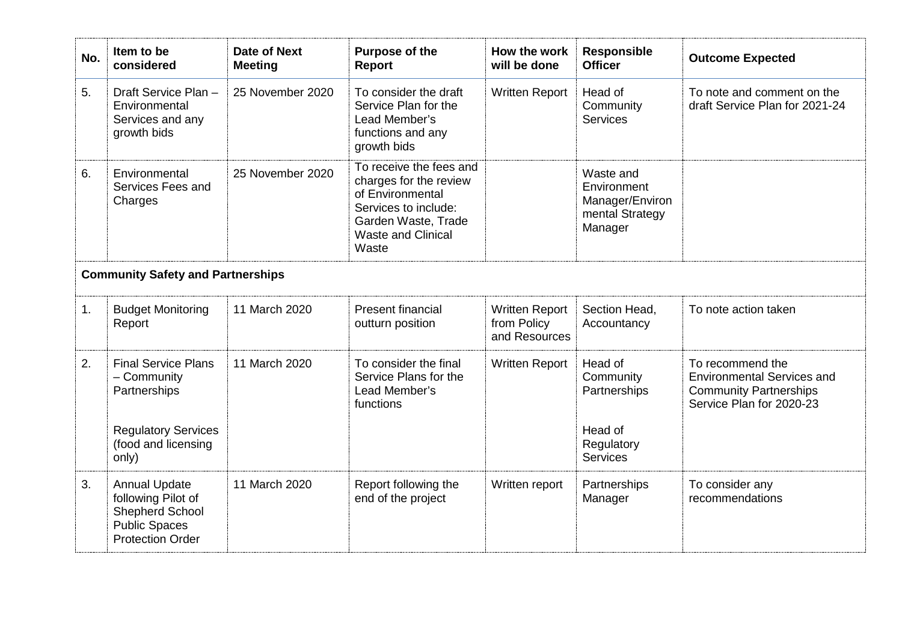| No. | Item to be considered | Date of Next Meeting | Purpose of the Report | How the work will be done | Responsible Officer | Outcome Expected |
|---|---|---|---|---|---|---|
| 5. | Draft Service Plan – Environmental Services and any growth bids | 25 November 2020 | To consider the draft Service Plan for the Lead Member's functions and any growth bids | Written Report | Head of Community Services | To note and comment on the draft Service Plan for 2021-24 |
| 6. | Environmental Services Fees and Charges | 25 November 2020 | To receive the fees and charges for the review of Environmental Services to include: Garden Waste, Trade Waste and Clinical Waste | | Waste and Environment Manager/Environmental Strategy Manager | |
| **Community Safety and Partnerships** | | | | | | |
| 1. | Budget Monitoring Report | 11 March 2020 | Present financial outturn position | Written Report from Policy and Resources | Section Head, Accountancy | To note action taken |
| 2. | Final Service Plans – Community Partnerships<br><br>Regulatory Services (food and licensing only) | 11 March 2020 | To consider the final Service Plans for the Lead Member's functions | Written Report | Head of Community Partnerships<br><br>Head of Regulatory Services | To recommend the Environmental Services and Community Partnerships Service Plan for 2020-23 |
| 3. | Annual Update following Pilot of Shepherd School Public Spaces Protection Order | 11 March 2020 | Report following the end of the project | Written report | Partnerships Manager | To consider any recommendations |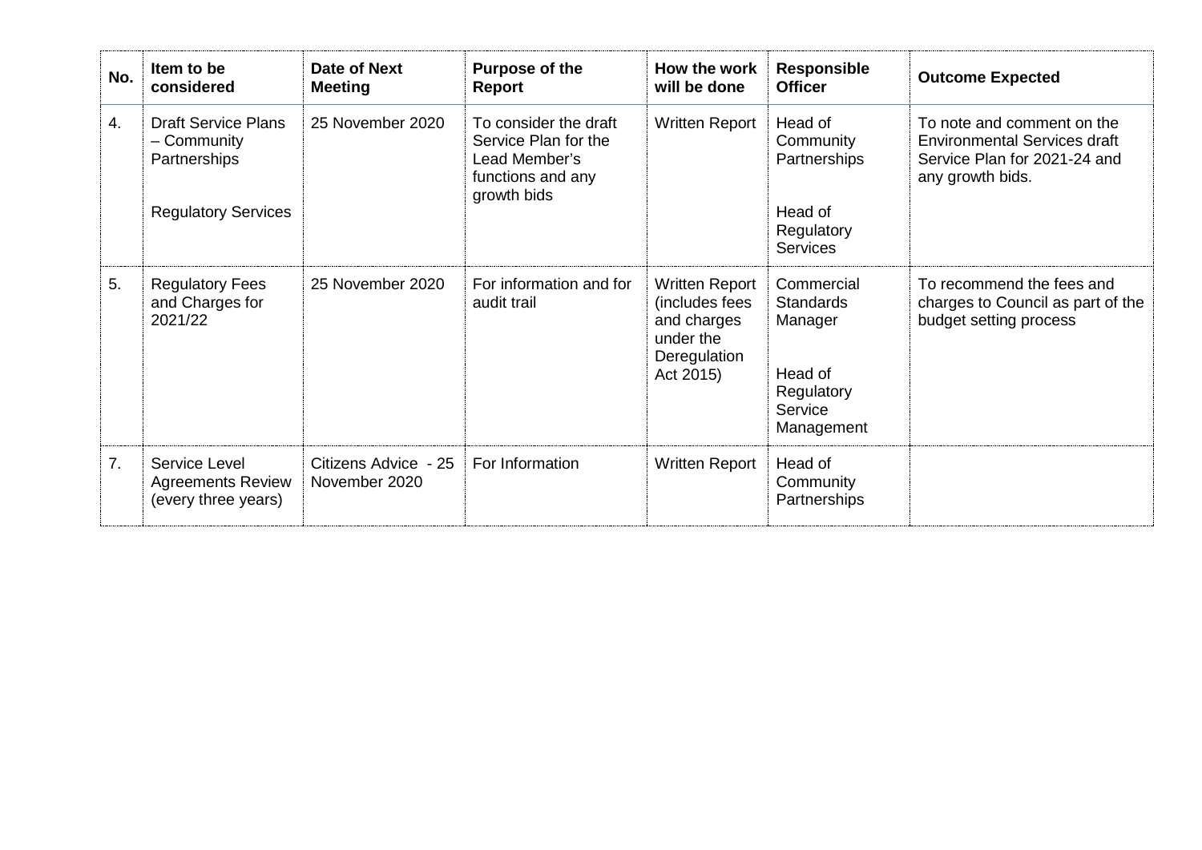| No. | Item to be considered | Date of Next Meeting | Purpose of the Report | How the work will be done | Responsible Officer | Outcome Expected |
|---|---|---|---|---|---|---|
| 4. | Draft Service Plans – Community Partnerships<br><br>Regulatory Services | 25 November 2020 | To consider the draft Service Plan for the Lead Member's functions and any growth bids | Written Report | Head of Community Partnerships<br><br>Head of Regulatory Services | To note and comment on the Environmental Services draft Service Plan for 2021-24 and any growth bids. |
| 5. | Regulatory Fees and Charges for 2021/22 | 25 November 2020 | For information and for audit trail | Written Report (includes fees and charges under the Deregulation Act 2015) | Commercial Standards Manager<br><br>Head of Regulatory Service Management | To recommend the fees and charges to Council as part of the budget setting process |
| 7. | Service Level Agreements Review (every three years) | Citizens Advice - 25 November 2020 | For Information | Written Report | Head of Community Partnerships | |